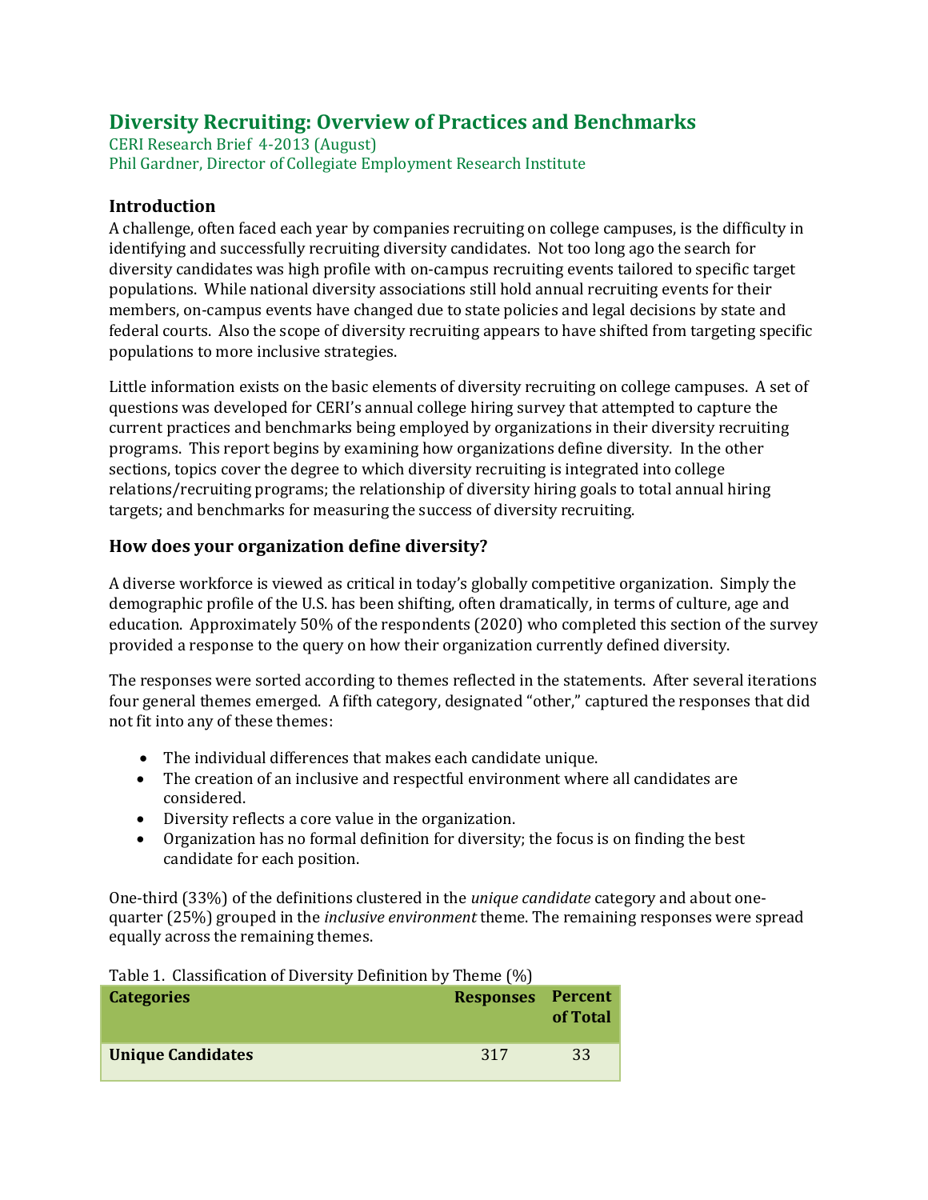# Diversity Recruiting: Overview of Practices and Benchmarks

CERI Research Brief 4-2013 (August)
Phil Gardner, Director of Collegiate Employment Research Institute

## Introduction

A challenge, often faced each year by companies recruiting on college campuses, is the difficulty in identifying and successfully recruiting diversity candidates. Not too long ago the search for diversity candidates was high profile with on-campus recruiting events tailored to specific target populations. While national diversity associations still hold annual recruiting events for their members, on-campus events have changed due to state policies and legal decisions by state and federal courts. Also the scope of diversity recruiting appears to have shifted from targeting specific populations to more inclusive strategies.

Little information exists on the basic elements of diversity recruiting on college campuses. A set of questions was developed for CERI's annual college hiring survey that attempted to capture the current practices and benchmarks being employed by organizations in their diversity recruiting programs. This report begins by examining how organizations define diversity. In the other sections, topics cover the degree to which diversity recruiting is integrated into college relations/recruiting programs; the relationship of diversity hiring goals to total annual hiring targets; and benchmarks for measuring the success of diversity recruiting.

## How does your organization define diversity?

A diverse workforce is viewed as critical in today's globally competitive organization. Simply the demographic profile of the U.S. has been shifting, often dramatically, in terms of culture, age and education. Approximately 50% of the respondents (2020) who completed this section of the survey provided a response to the query on how their organization currently defined diversity.

The responses were sorted according to themes reflected in the statements. After several iterations four general themes emerged. A fifth category, designated "other," captured the responses that did not fit into any of these themes:

- The individual differences that makes each candidate unique.
- The creation of an inclusive and respectful environment where all candidates are considered.
- Diversity reflects a core value in the organization.
- Organization has no formal definition for diversity; the focus is on finding the best candidate for each position.

One-third (33%) of the definitions clustered in the *unique candidate* category and about one-quarter (25%) grouped in the *inclusive environment* theme. The remaining responses were spread equally across the remaining themes.

Table 1. Classification of Diversity Definition by Theme (%)

| Categories | Responses | Percent of Total |
|---|---|---|
| **Unique Candidates** | 317 | 33 |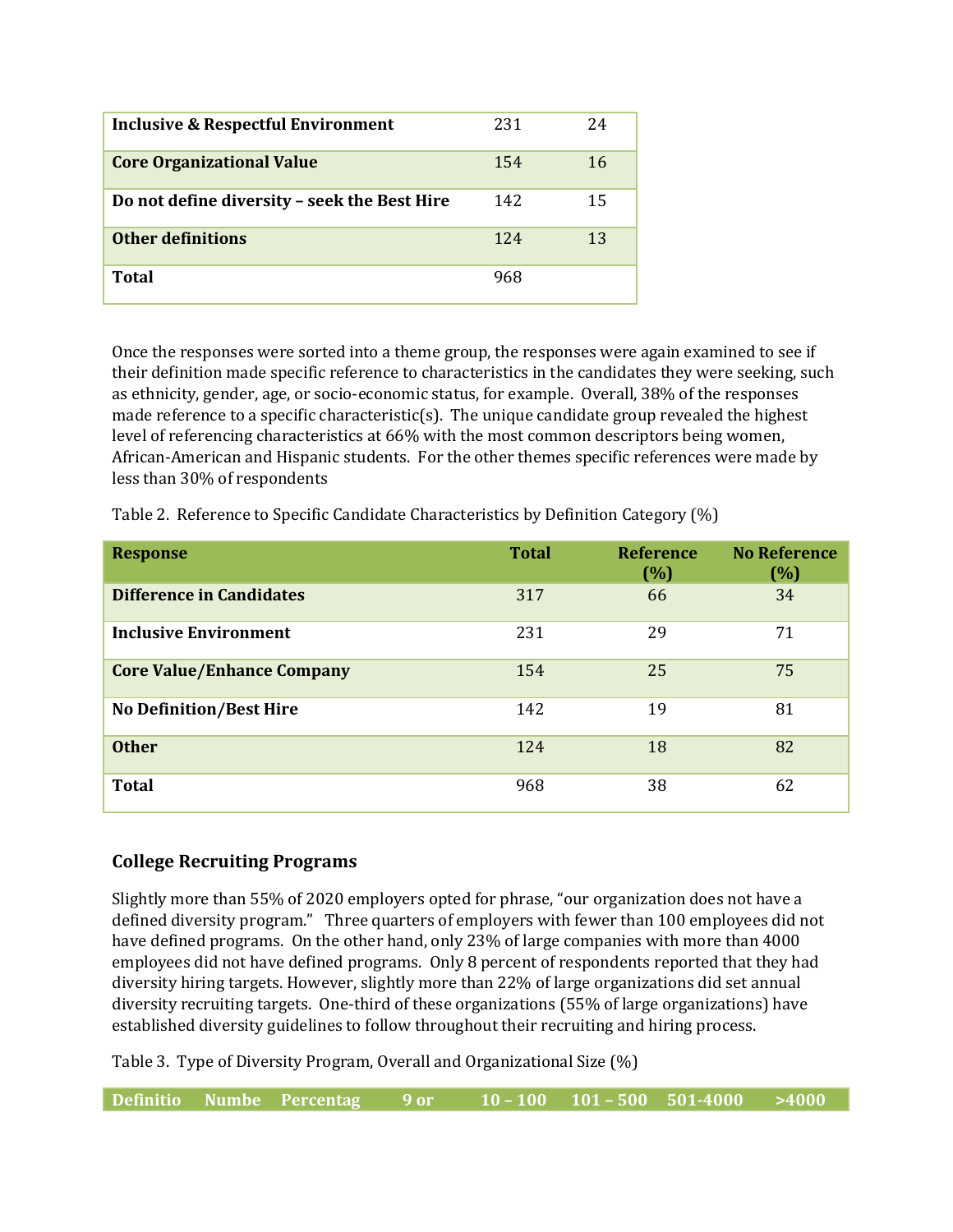| Inclusive & Respectful Environment | 231 | 24 |
|---|---|---|
| **Core Organizational Value** | 154 | 16 |
| **Do not define diversity – seek the Best Hire** | 142 | 15 |
| **Other definitions** | 124 | 13 |
| **Total** | 968 | |

Once the responses were sorted into a theme group, the responses were again examined to see if their definition made specific reference to characteristics in the candidates they were seeking, such as ethnicity, gender, age, or socio-economic status, for example. Overall, 38% of the responses made reference to a specific characteristic(s). The unique candidate group revealed the highest level of referencing characteristics at 66% with the most common descriptors being women, African-American and Hispanic students. For the other themes specific references were made by less than 30% of respondents

Table 2. Reference to Specific Candidate Characteristics by Definition Category (%)

| Response | Total | Reference (%) | No Reference (%) |
|---|---|---|---|
| **Difference in Candidates** | 317 | 66 | 34 |
| **Inclusive Environment** | 231 | 29 | 71 |
| **Core Value/Enhance Company** | 154 | 25 | 75 |
| **No Definition/Best Hire** | 142 | 19 | 81 |
| **Other** | 124 | 18 | 82 |
| **Total** | 968 | 38 | 62 |

## College Recruiting Programs

Slightly more than 55% of 2020 employers opted for phrase, "our organization does not have a defined diversity program." Three quarters of employers with fewer than 100 employees did not have defined programs. On the other hand, only 23% of large companies with more than 4000 employees did not have defined programs. Only 8 percent of respondents reported that they had diversity hiring targets. However, slightly more than 22% of large organizations did set annual diversity recruiting targets. One-third of these organizations (55% of large organizations) have established diversity guidelines to follow throughout their recruiting and hiring process.

Table 3. Type of Diversity Program, Overall and Organizational Size (%)

| Definitio | Numbe | Percentag | 9 or | 10 – 100 | 101 – 500 | 501-4000 | >4000 |
|---|---|---|---|---|---|---|---|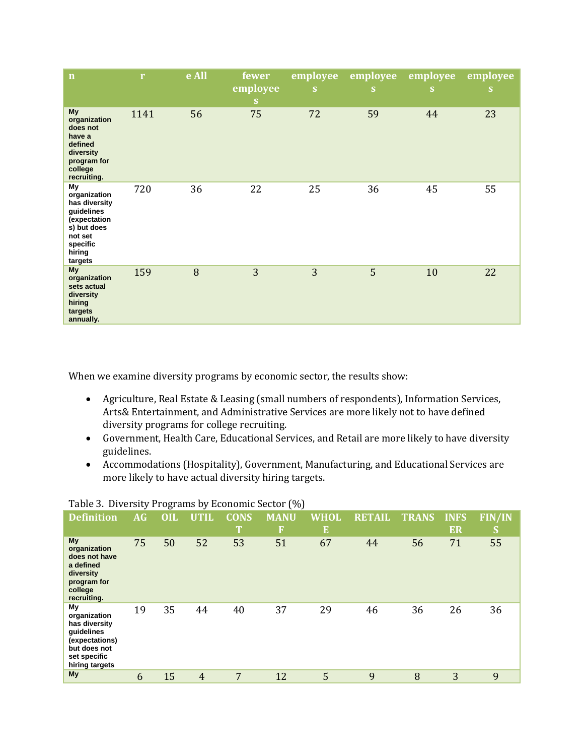| n | r | e All | fewer employees | employees | employees | employees | employees |
|---|---|---|---|---|---|---|---|
| My organization does not have a defined diversity program for college recruiting. | 1141 | 56 | 75 | 72 | 59 | 44 | 23 |
| My organization has diversity guidelines (expectations) but does not set specific hiring targets | 720 | 36 | 22 | 25 | 36 | 45 | 55 |
| My organization sets actual diversity hiring targets annually. | 159 | 8 | 3 | 3 | 5 | 10 | 22 |

When we examine diversity programs by economic sector, the results show:

- Agriculture, Real Estate & Leasing (small numbers of respondents), Information Services, Arts& Entertainment, and Administrative Services are more likely not to have defined diversity programs for college recruiting.
- Government, Health Care, Educational Services, and Retail are more likely to have diversity guidelines.
- Accommodations (Hospitality), Government, Manufacturing, and Educational Services are more likely to have actual diversity hiring targets.

Table 3. Diversity Programs by Economic Sector (%)

| Definition | AG | OIL | UTIL | CONST | MANUF | WHOLE | RETAIL | TRANS | INFSER | FIN/INS |
|---|---|---|---|---|---|---|---|---|---|---|
| My organization does not have a defined diversity program for college recruiting. | 75 | 50 | 52 | 53 | 51 | 67 | 44 | 56 | 71 | 55 |
| My organization has diversity guidelines (expectations) but does not set specific hiring targets | 19 | 35 | 44 | 40 | 37 | 29 | 46 | 36 | 26 | 36 |
| My | 6 | 15 | 4 | 7 | 12 | 5 | 9 | 8 | 3 | 9 |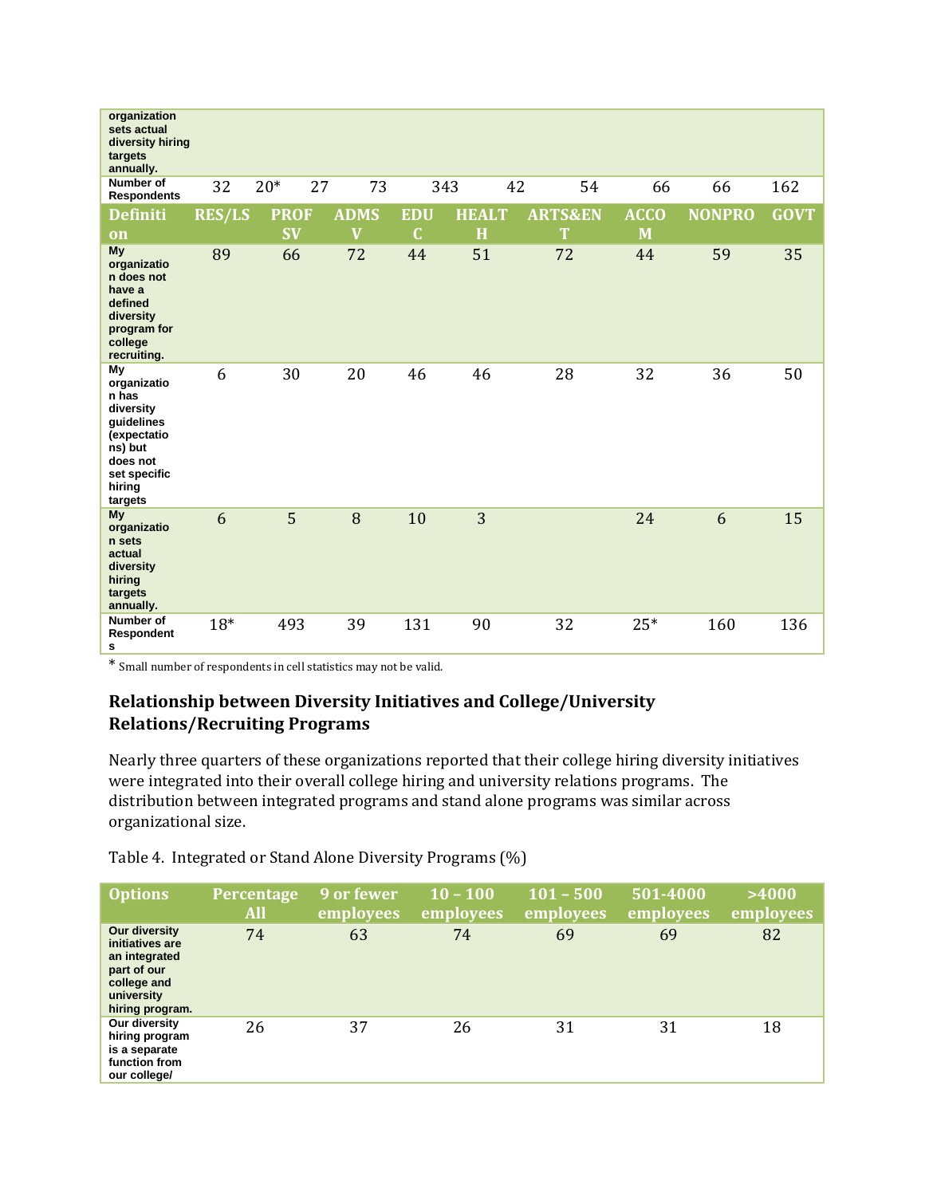| | | | | | | | | | | |
|---|---|---|---|---|---|---|---|---|---|---|
| organization sets actual diversity hiring targets annually. | | | | | | | | | | |
| Number of Respondents | 32 | 20* | 27 | 73 | 343 | 42 | 54 | 66 | 66 | 162 |

| Definition | RES/LS | PROF SV | ADMSV | EDUC | HEALTH | ARTS&ENT | ACCOM | NONPRO | GOVT |
|---|---|---|---|---|---|---|---|---|---|
| My organization does not have a defined diversity program for college recruiting. | 89 | 66 | 72 | 44 | 51 | 72 | 44 | 59 | 35 |
| My organization has diversity guidelines (expectations) but does not set specific hiring targets | 6 | 30 | 20 | 46 | 46 | 28 | 32 | 36 | 50 |
| My organization sets actual diversity hiring targets annually. | 6 | 5 | 8 | 10 | 3 | | 24 | 6 | 15 |
| Number of Respondents | 18* | 493 | 39 | 131 | 90 | 32 | 25* | 160 | 136 |

* Small number of respondents in cell statistics may not be valid.

### Relationship between Diversity Initiatives and College/University Relations/Recruiting Programs

Nearly three quarters of these organizations reported that their college hiring diversity initiatives were integrated into their overall college hiring and university relations programs. The distribution between integrated programs and stand alone programs was similar across organizational size.

Table 4. Integrated or Stand Alone Diversity Programs (%)

| Options | Percentage All | 9 or fewer employees | 10 – 100 employees | 101 – 500 employees | 501-4000 employees | >4000 employees |
|---|---|---|---|---|---|---|
| Our diversity initiatives are an integrated part of our college and university hiring program. | 74 | 63 | 74 | 69 | 69 | 82 |
| Our diversity hiring program is a separate function from our college/ | 26 | 37 | 26 | 31 | 31 | 18 |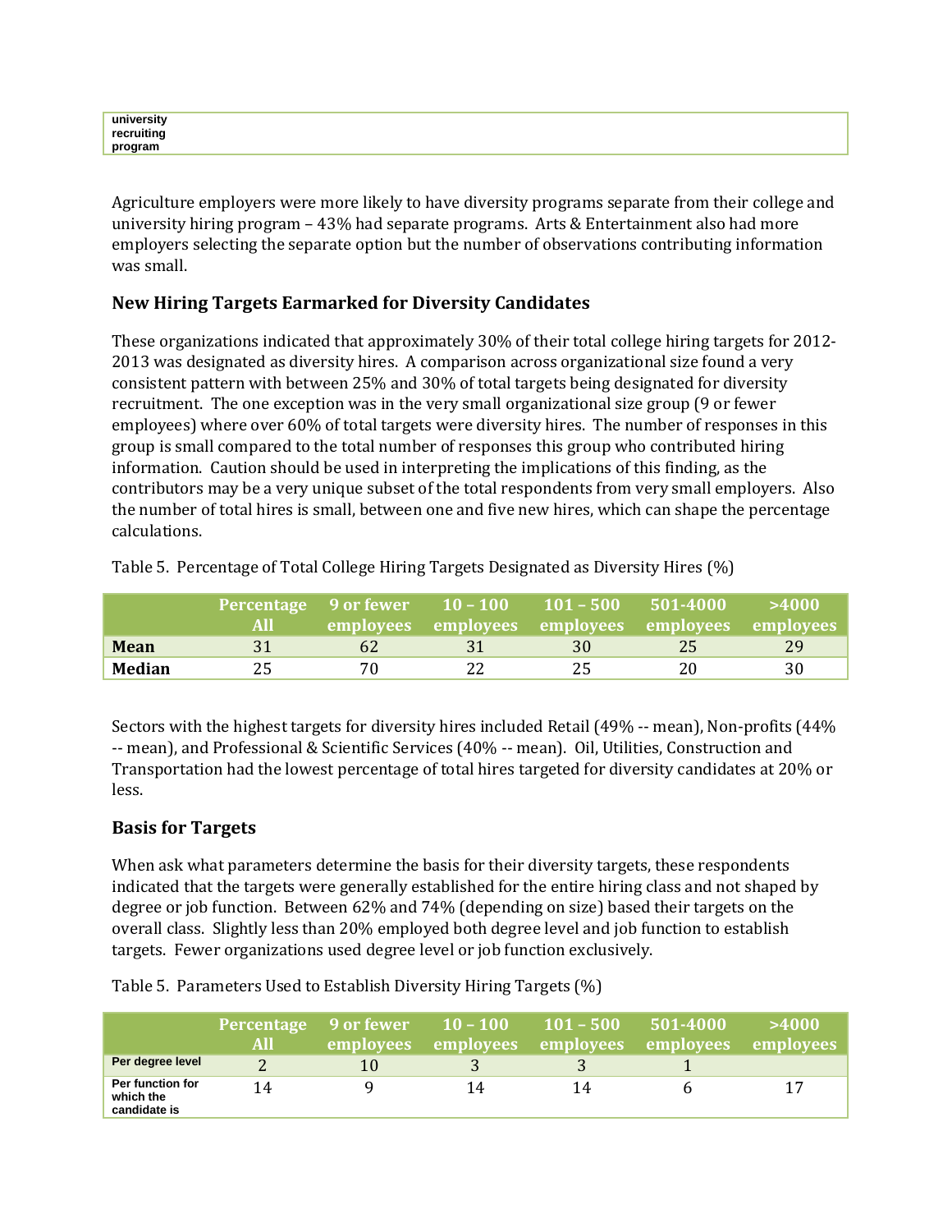| university recruiting program | |
|---|---|

Agriculture employers were more likely to have diversity programs separate from their college and university hiring program – 43% had separate programs. Arts & Entertainment also had more employers selecting the separate option but the number of observations contributing information was small.

### New Hiring Targets Earmarked for Diversity Candidates

These organizations indicated that approximately 30% of their total college hiring targets for 2012-2013 was designated as diversity hires. A comparison across organizational size found a very consistent pattern with between 25% and 30% of total targets being designated for diversity recruitment. The one exception was in the very small organizational size group (9 or fewer employees) where over 60% of total targets were diversity hires. The number of responses in this group is small compared to the total number of responses this group who contributed hiring information. Caution should be used in interpreting the implications of this finding, as the contributors may be a very unique subset of the total respondents from very small employers. Also the number of total hires is small, between one and five new hires, which can shape the percentage calculations.

Table 5. Percentage of Total College Hiring Targets Designated as Diversity Hires (%)

| | Percentage All | 9 or fewer employees | 10 – 100 employees | 101 – 500 employees | 501-4000 employees | >4000 employees |
|---|---|---|---|---|---|---|
| **Mean** | 31 | 62 | 31 | 30 | 25 | 29 |
| **Median** | 25 | 70 | 22 | 25 | 20 | 30 |

Sectors with the highest targets for diversity hires included Retail (49% -- mean), Non-profits (44% -- mean), and Professional & Scientific Services (40% -- mean). Oil, Utilities, Construction and Transportation had the lowest percentage of total hires targeted for diversity candidates at 20% or less.

### Basis for Targets

When ask what parameters determine the basis for their diversity targets, these respondents indicated that the targets were generally established for the entire hiring class and not shaped by degree or job function. Between 62% and 74% (depending on size) based their targets on the overall class. Slightly less than 20% employed both degree level and job function to establish targets. Fewer organizations used degree level or job function exclusively.

Table 5. Parameters Used to Establish Diversity Hiring Targets (%)

| | Percentage All | 9 or fewer employees | 10 – 100 employees | 101 – 500 employees | 501-4000 employees | >4000 employees |
|---|---|---|---|---|---|---|
| Per degree level | 2 | 10 | 3 | 3 | 1 | |
| Per function for which the candidate is | 14 | 9 | 14 | 14 | 6 | 17 |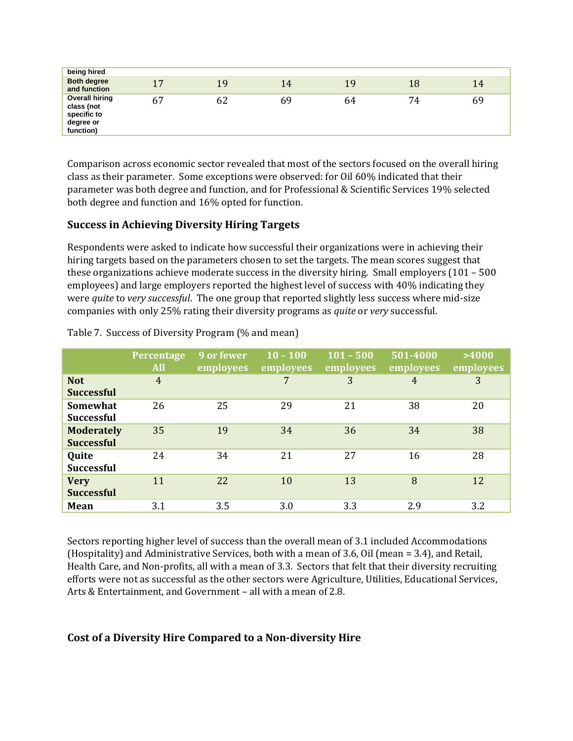| being hired | | | | | | |
|---|---|---|---|---|---|---|
| Both degree and function | 17 | 19 | 14 | 19 | 18 | 14 |
| Overall hiring class (not specific to degree or function) | 67 | 62 | 69 | 64 | 74 | 69 |

Comparison across economic sector revealed that most of the sectors focused on the overall hiring class as their parameter. Some exceptions were observed: for Oil 60% indicated that their parameter was both degree and function, and for Professional & Scientific Services 19% selected both degree and function and 16% opted for function.

### Success in Achieving Diversity Hiring Targets

Respondents were asked to indicate how successful their organizations were in achieving their hiring targets based on the parameters chosen to set the targets. The mean scores suggest that these organizations achieve moderate success in the diversity hiring. Small employers (101 – 500 employees) and large employers reported the highest level of success with 40% indicating they were *quite* to *very successful*. The one group that reported slightly less success where mid-size companies with only 25% rating their diversity programs as *quite* or *very* successful.

Table 7. Success of Diversity Program (% and mean)

| | Percentage All | 9 or fewer employees | 10 – 100 employees | 101 – 500 employees | 501-4000 employees | >4000 employees |
|---|---|---|---|---|---|---|
| **Not Successful** | 4 | | 7 | 3 | 4 | 3 |
| **Somewhat Successful** | 26 | 25 | 29 | 21 | 38 | 20 |
| **Moderately Successful** | 35 | 19 | 34 | 36 | 34 | 38 |
| **Quite Successful** | 24 | 34 | 21 | 27 | 16 | 28 |
| **Very Successful** | 11 | 22 | 10 | 13 | 8 | 12 |
| **Mean** | 3.1 | 3.5 | 3.0 | 3.3 | 2.9 | 3.2 |

Sectors reporting higher level of success than the overall mean of 3.1 included Accommodations (Hospitality) and Administrative Services, both with a mean of 3.6, Oil (mean = 3.4), and Retail, Health Care, and Non-profits, all with a mean of 3.3. Sectors that felt that their diversity recruiting efforts were not as successful as the other sectors were Agriculture, Utilities, Educational Services, Arts & Entertainment, and Government – all with a mean of 2.8.

### Cost of a Diversity Hire Compared to a Non-diversity Hire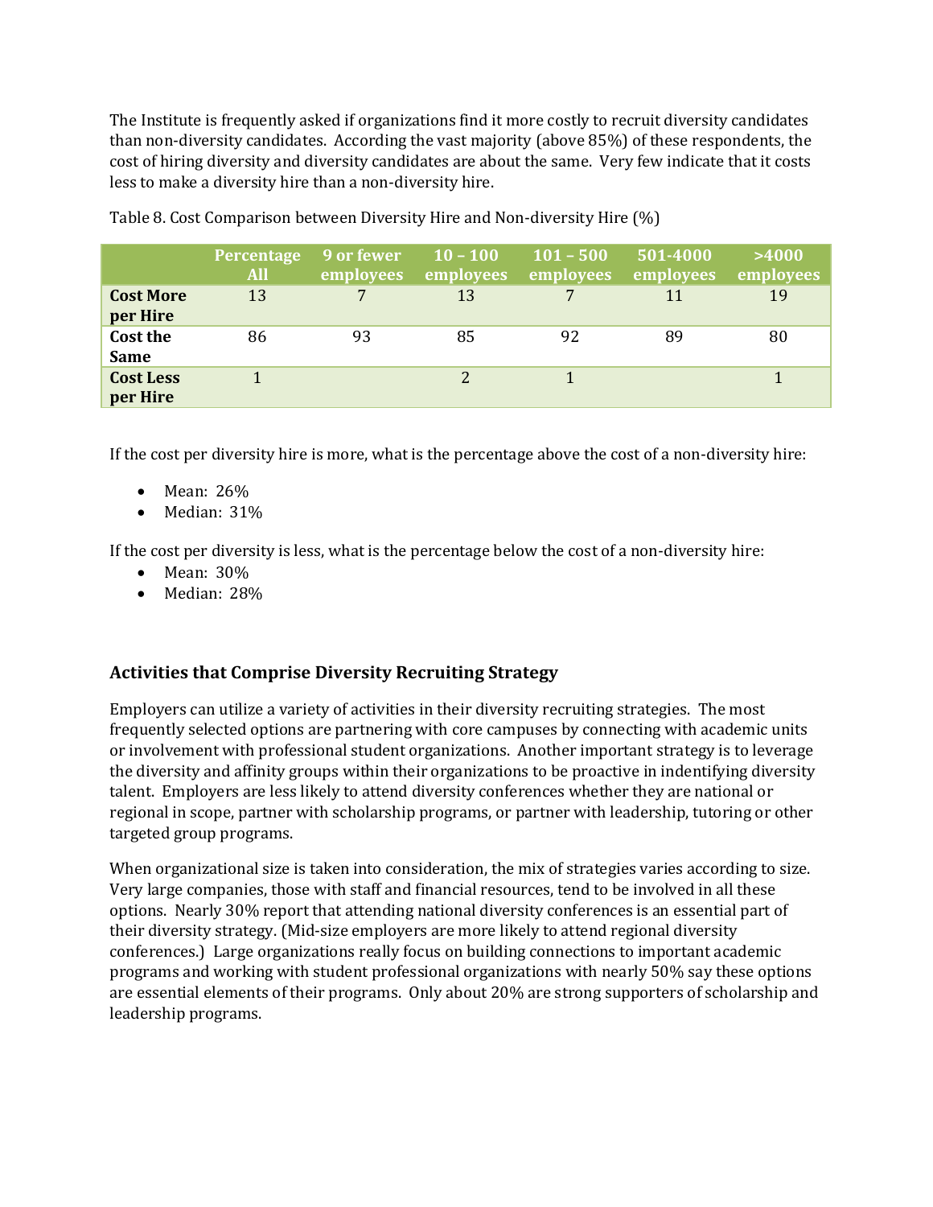The Institute is frequently asked if organizations find it more costly to recruit diversity candidates than non-diversity candidates. According the vast majority (above 85%) of these respondents, the cost of hiring diversity and diversity candidates are about the same. Very few indicate that it costs less to make a diversity hire than a non-diversity hire.

Table 8. Cost Comparison between Diversity Hire and Non-diversity Hire (%)

| | Percentage All | 9 or fewer employees | 10 – 100 employees | 101 – 500 employees | 501-4000 employees | >4000 employees |
|---|---|---|---|---|---|---|
| **Cost More per Hire** | 13 | 7 | 13 | 7 | 11 | 19 |
| **Cost the Same** | 86 | 93 | 85 | 92 | 89 | 80 |
| **Cost Less per Hire** | 1 | | 2 | 1 | | 1 |

If the cost per diversity hire is more, what is the percentage above the cost of a non-diversity hire:

- Mean: 26%
- Median: 31%

If the cost per diversity is less, what is the percentage below the cost of a non-diversity hire:

- Mean: 30%
- Median: 28%

### Activities that Comprise Diversity Recruiting Strategy

Employers can utilize a variety of activities in their diversity recruiting strategies. The most frequently selected options are partnering with core campuses by connecting with academic units or involvement with professional student organizations. Another important strategy is to leverage the diversity and affinity groups within their organizations to be proactive in indentifying diversity talent. Employers are less likely to attend diversity conferences whether they are national or regional in scope, partner with scholarship programs, or partner with leadership, tutoring or other targeted group programs.

When organizational size is taken into consideration, the mix of strategies varies according to size. Very large companies, those with staff and financial resources, tend to be involved in all these options. Nearly 30% report that attending national diversity conferences is an essential part of their diversity strategy. (Mid-size employers are more likely to attend regional diversity conferences.) Large organizations really focus on building connections to important academic programs and working with student professional organizations with nearly 50% say these options are essential elements of their programs. Only about 20% are strong supporters of scholarship and leadership programs.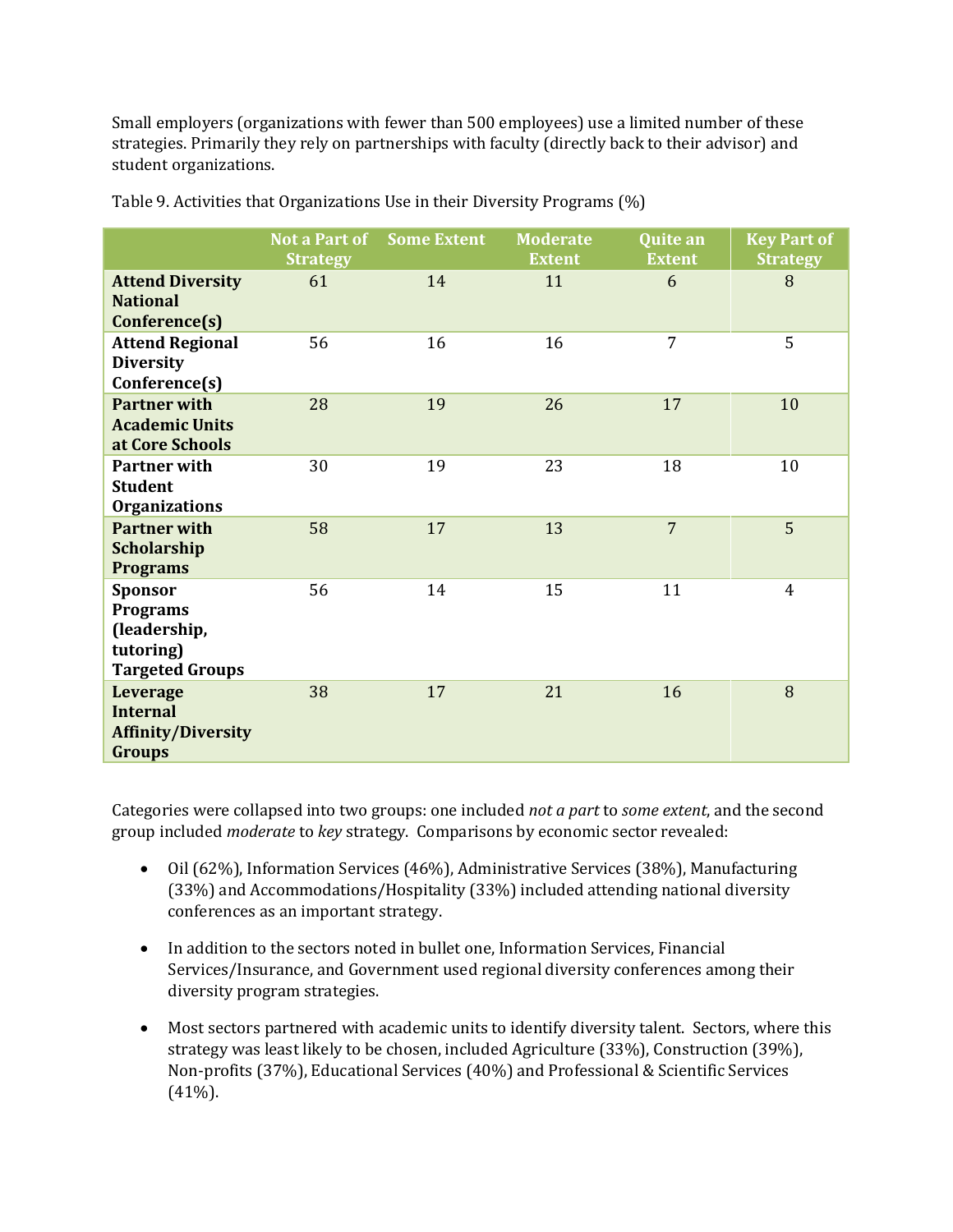Small employers (organizations with fewer than 500 employees) use a limited number of these strategies. Primarily they rely on partnerships with faculty (directly back to their advisor) and student organizations.

Table 9. Activities that Organizations Use in their Diversity Programs (%)

| | Not a Part of Strategy | Some Extent | Moderate Extent | Quite an Extent | Key Part of Strategy |
|---|---|---|---|---|---|
| **Attend Diversity National Conference(s)** | 61 | 14 | 11 | 6 | 8 |
| **Attend Regional Diversity Conference(s)** | 56 | 16 | 16 | 7 | 5 |
| **Partner with Academic Units at Core Schools** | 28 | 19 | 26 | 17 | 10 |
| **Partner with Student Organizations** | 30 | 19 | 23 | 18 | 10 |
| **Partner with Scholarship Programs** | 58 | 17 | 13 | 7 | 5 |
| **Sponsor Programs (leadership, tutoring) Targeted Groups** | 56 | 14 | 15 | 11 | 4 |
| **Leverage Internal Affinity/Diversity Groups** | 38 | 17 | 21 | 16 | 8 |

Categories were collapsed into two groups: one included *not a part* to *some extent*, and the second group included *moderate* to *key* strategy. Comparisons by economic sector revealed:

- Oil (62%), Information Services (46%), Administrative Services (38%), Manufacturing (33%) and Accommodations/Hospitality (33%) included attending national diversity conferences as an important strategy.

- In addition to the sectors noted in bullet one, Information Services, Financial Services/Insurance, and Government used regional diversity conferences among their diversity program strategies.

- Most sectors partnered with academic units to identify diversity talent. Sectors, where this strategy was least likely to be chosen, included Agriculture (33%), Construction (39%), Non-profits (37%), Educational Services (40%) and Professional & Scientific Services (41%).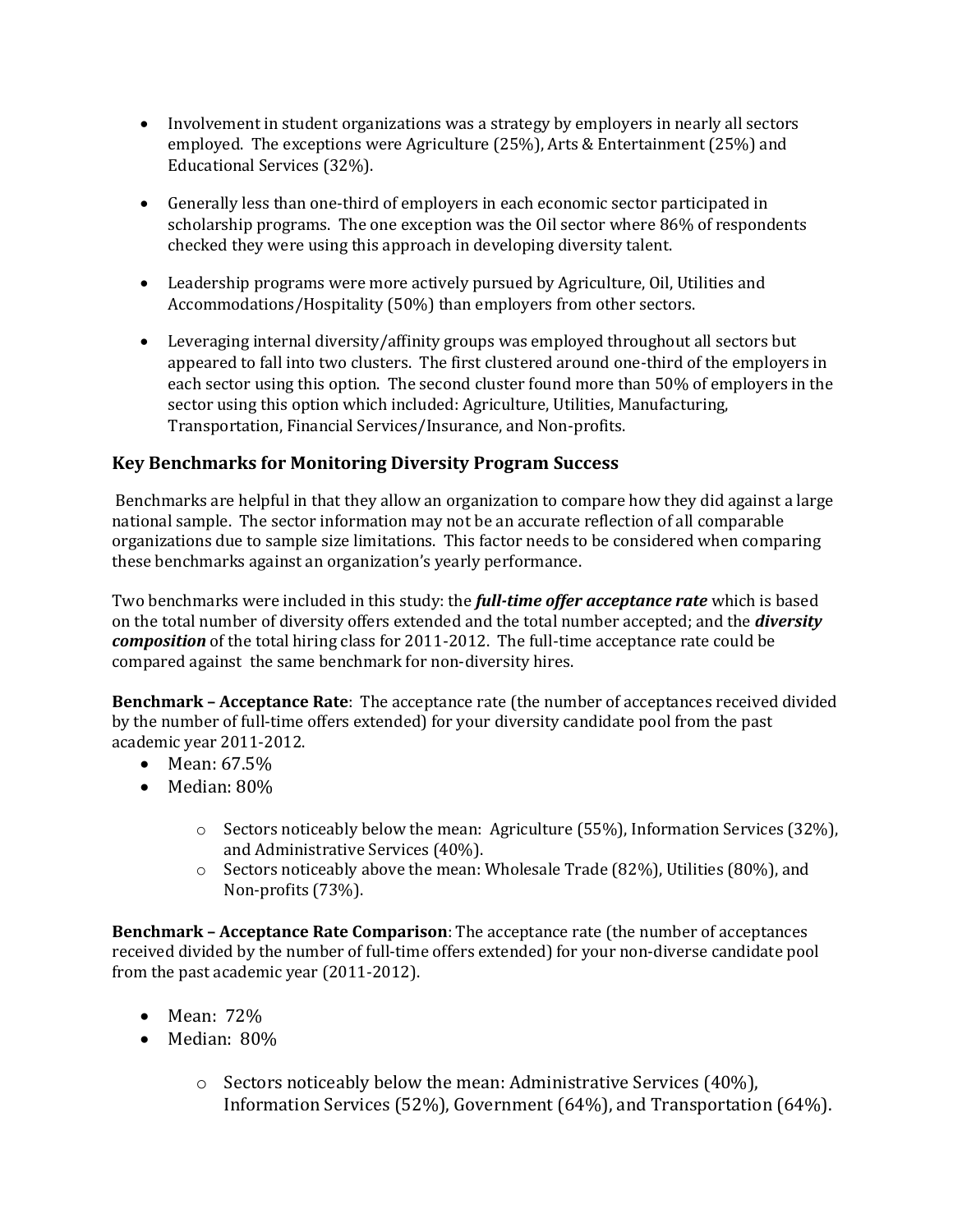- Involvement in student organizations was a strategy by employers in nearly all sectors employed. The exceptions were Agriculture (25%), Arts & Entertainment (25%) and Educational Services (32%).

- Generally less than one-third of employers in each economic sector participated in scholarship programs. The one exception was the Oil sector where 86% of respondents checked they were using this approach in developing diversity talent.

- Leadership programs were more actively pursued by Agriculture, Oil, Utilities and Accommodations/Hospitality (50%) than employers from other sectors.

- Leveraging internal diversity/affinity groups was employed throughout all sectors but appeared to fall into two clusters. The first clustered around one-third of the employers in each sector using this option. The second cluster found more than 50% of employers in the sector using this option which included: Agriculture, Utilities, Manufacturing, Transportation, Financial Services/Insurance, and Non-profits.

## Key Benchmarks for Monitoring Diversity Program Success

Benchmarks are helpful in that they allow an organization to compare how they did against a large national sample. The sector information may not be an accurate reflection of all comparable organizations due to sample size limitations. This factor needs to be considered when comparing these benchmarks against an organization's yearly performance.

Two benchmarks were included in this study: the ***full-time offer acceptance rate*** which is based on the total number of diversity offers extended and the total number accepted; and the ***diversity composition*** of the total hiring class for 2011-2012. The full-time acceptance rate could be compared against the same benchmark for non-diversity hires.

**Benchmark – Acceptance Rate**: The acceptance rate (the number of acceptances received divided by the number of full-time offers extended) for your diversity candidate pool from the past academic year 2011-2012.

- Mean: 67.5%
- Median: 80%
    - Sectors noticeably below the mean: Agriculture (55%), Information Services (32%), and Administrative Services (40%).
    - Sectors noticeably above the mean: Wholesale Trade (82%), Utilities (80%), and Non-profits (73%).

**Benchmark – Acceptance Rate Comparison**: The acceptance rate (the number of acceptances received divided by the number of full-time offers extended) for your non-diverse candidate pool from the past academic year (2011-2012).

- Mean: 72%
- Median: 80%
    - Sectors noticeably below the mean: Administrative Services (40%), Information Services (52%), Government (64%), and Transportation (64%).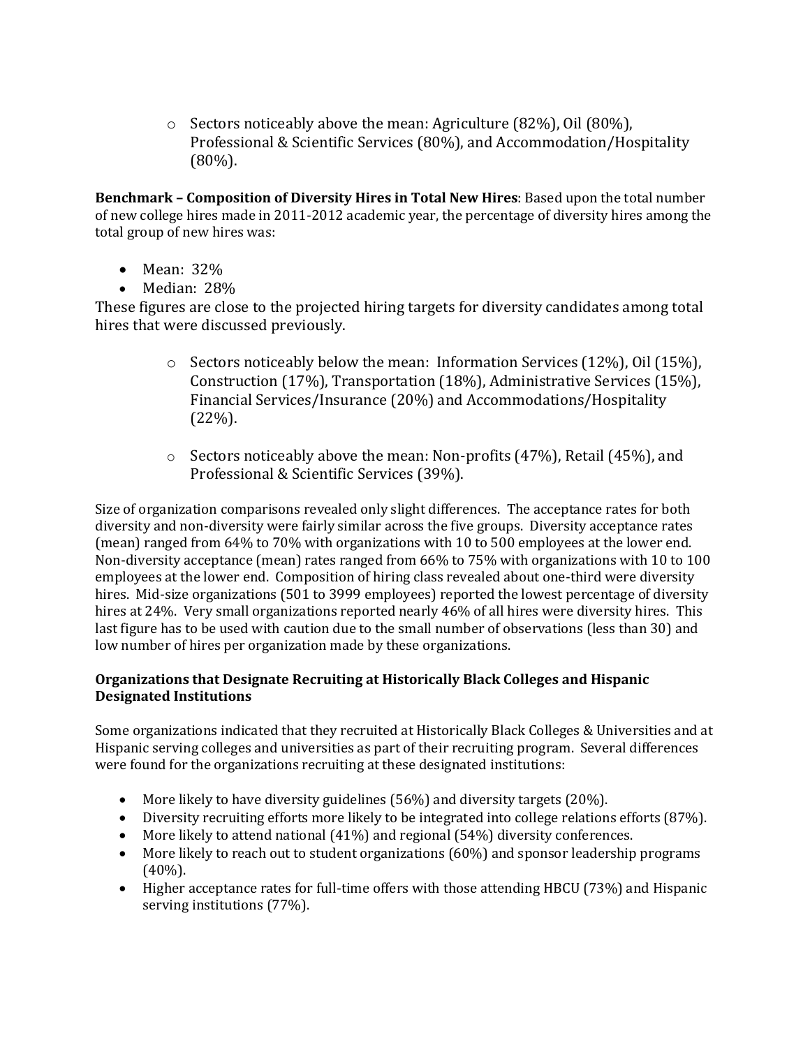- Sectors noticeably above the mean: Agriculture (82%), Oil (80%), Professional & Scientific Services (80%), and Accommodation/Hospitality (80%).

**Benchmark – Composition of Diversity Hires in Total New Hires**: Based upon the total number of new college hires made in 2011-2012 academic year, the percentage of diversity hires among the total group of new hires was:

- Mean: 32%
- Median: 28%

These figures are close to the projected hiring targets for diversity candidates among total hires that were discussed previously.

- Sectors noticeably below the mean: Information Services (12%), Oil (15%), Construction (17%), Transportation (18%), Administrative Services (15%), Financial Services/Insurance (20%) and Accommodations/Hospitality (22%).

- Sectors noticeably above the mean: Non-profits (47%), Retail (45%), and Professional & Scientific Services (39%).

Size of organization comparisons revealed only slight differences. The acceptance rates for both diversity and non-diversity were fairly similar across the five groups. Diversity acceptance rates (mean) ranged from 64% to 70% with organizations with 10 to 500 employees at the lower end. Non-diversity acceptance (mean) rates ranged from 66% to 75% with organizations with 10 to 100 employees at the lower end. Composition of hiring class revealed about one-third were diversity hires. Mid-size organizations (501 to 3999 employees) reported the lowest percentage of diversity hires at 24%. Very small organizations reported nearly 46% of all hires were diversity hires. This last figure has to be used with caution due to the small number of observations (less than 30) and low number of hires per organization made by these organizations.

**Organizations that Designate Recruiting at Historically Black Colleges and Hispanic Designated Institutions**

Some organizations indicated that they recruited at Historically Black Colleges & Universities and at Hispanic serving colleges and universities as part of their recruiting program. Several differences were found for the organizations recruiting at these designated institutions:

- More likely to have diversity guidelines (56%) and diversity targets (20%).
- Diversity recruiting efforts more likely to be integrated into college relations efforts (87%).
- More likely to attend national (41%) and regional (54%) diversity conferences.
- More likely to reach out to student organizations (60%) and sponsor leadership programs (40%).
- Higher acceptance rates for full-time offers with those attending HBCU (73%) and Hispanic serving institutions (77%).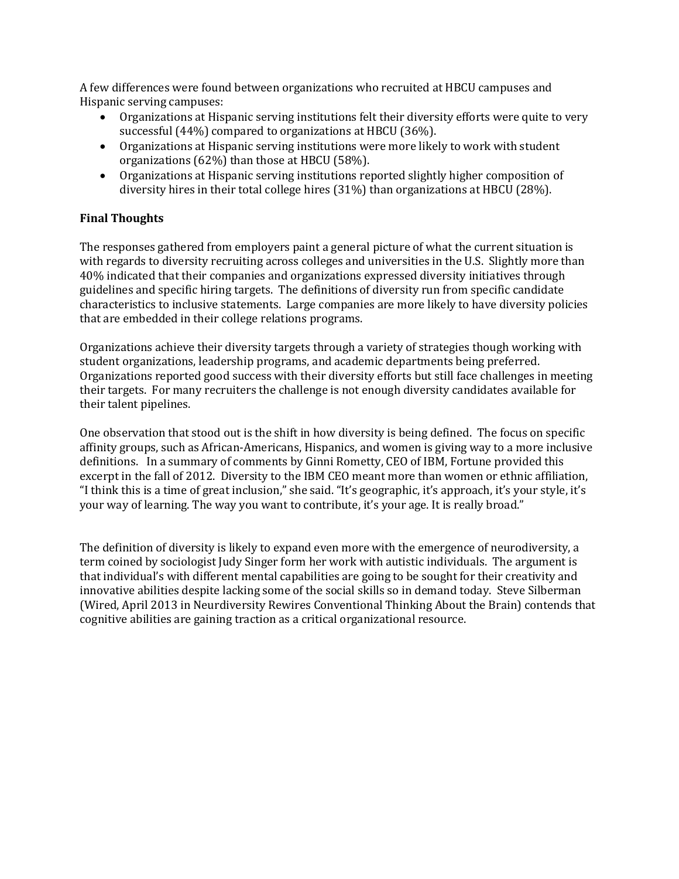A few differences were found between organizations who recruited at HBCU campuses and Hispanic serving campuses:

- Organizations at Hispanic serving institutions felt their diversity efforts were quite to very successful (44%) compared to organizations at HBCU (36%).
- Organizations at Hispanic serving institutions were more likely to work with student organizations (62%) than those at HBCU (58%).
- Organizations at Hispanic serving institutions reported slightly higher composition of diversity hires in their total college hires (31%) than organizations at HBCU (28%).

**Final Thoughts**

The responses gathered from employers paint a general picture of what the current situation is with regards to diversity recruiting across colleges and universities in the U.S. Slightly more than 40% indicated that their companies and organizations expressed diversity initiatives through guidelines and specific hiring targets. The definitions of diversity run from specific candidate characteristics to inclusive statements. Large companies are more likely to have diversity policies that are embedded in their college relations programs.

Organizations achieve their diversity targets through a variety of strategies though working with student organizations, leadership programs, and academic departments being preferred. Organizations reported good success with their diversity efforts but still face challenges in meeting their targets. For many recruiters the challenge is not enough diversity candidates available for their talent pipelines.

One observation that stood out is the shift in how diversity is being defined. The focus on specific affinity groups, such as African-Americans, Hispanics, and women is giving way to a more inclusive definitions. In a summary of comments by Ginni Rometty, CEO of IBM, Fortune provided this excerpt in the fall of 2012. Diversity to the IBM CEO meant more than women or ethnic affiliation, "I think this is a time of great inclusion," she said. "It's geographic, it's approach, it's your style, it's your way of learning. The way you want to contribute, it's your age. It is really broad."

The definition of diversity is likely to expand even more with the emergence of neurodiversity, a term coined by sociologist Judy Singer form her work with autistic individuals. The argument is that individual's with different mental capabilities are going to be sought for their creativity and innovative abilities despite lacking some of the social skills so in demand today. Steve Silberman (Wired, April 2013 in Neurdiversity Rewires Conventional Thinking About the Brain) contends that cognitive abilities are gaining traction as a critical organizational resource.